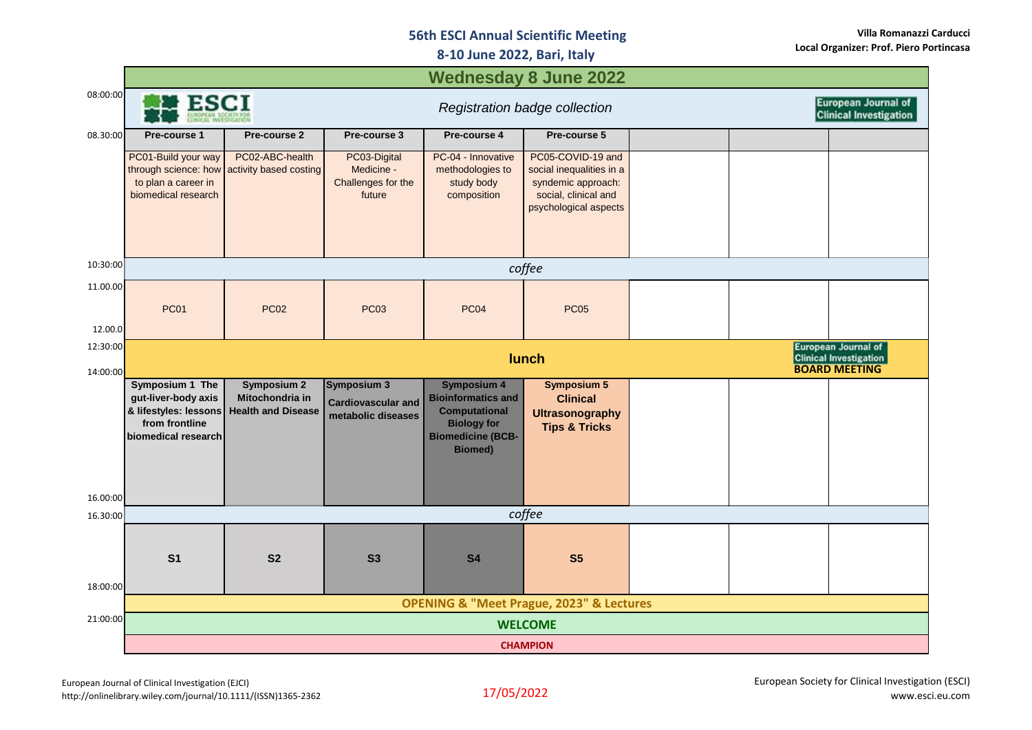# 56th ESCI Annual Scientific Meeting

**8-10 June 2022, Bari, Italy**

**Villa Romanazzi Carducci**
**Local Organizer: Prof. Piero Portincasa**

| Time | Wednesday 8 June 2022 | | | | | | | |
|---|---|---|---|---|---|---|---|---|
| 08:00:00 | ESCI European Society for Clinical Investigation | | *Registration badge collection* | | | | | European Journal of Clinical Investigation |
| 08.30:00 | **Pre-course 1** | **Pre-course 2** | **Pre-course 3** | **Pre-course 4** | **Pre-course 5** | | | |
| | PC01-Build your way through science: how to plan a career in biomedical research | PC02-ABC-health activity based costing | PC03-Digital Medicine - Challenges for the future | PC-04 - Innovative methodologies to study body composition | PC05-COVID-19 and social inequalities in a syndemic approach: social, clinical and psychological aspects | | | |
| 10:30:00 | *coffee* | | | | | | | |
| 11.00.00 – 12.00.0 | PC01 | PC02 | PC03 | PC04 | PC05 | | | |
| 12:30:00 – 14:00:00 | **lunch** | | | | | | | European Journal of Clinical Investigation **BOARD MEETING** |
| 14:00:00 – 16.00:00 | **Symposium 1 The gut-liver-body axis & lifestyles: lessons from frontline biomedical research** | **Symposium 2 Mitochondria in Health and Disease** | **Symposium 3 Cardiovascular and metabolic diseases** | **Symposium 4 Bioinformatics and Computational Biology for Biomedicine (BCB-Biomed)** | **Symposium 5 Clinical Ultrasonography Tips & Tricks** | | | |
| 16.30:00 | *coffee* | | | | | | | |
| 16.30:00 – 18:00:00 | **S1** | **S2** | **S3** | **S4** | **S5** | | | |
| 18:00:00 | **OPENING & "Meet Prague, 2023" & Lectures** | | | | | | | |
| 21:00:00 | **WELCOME** | | | | | | | |
| | **CHAMPION** | | | | | | | |

European Journal of Clinical Investigation (EJCI)
http://onlinelibrary.wiley.com/journal/10.1111/(ISSN)1365-2362

17/05/2022

European Society for Clinical Investigation (ESCI)
www.esci.eu.com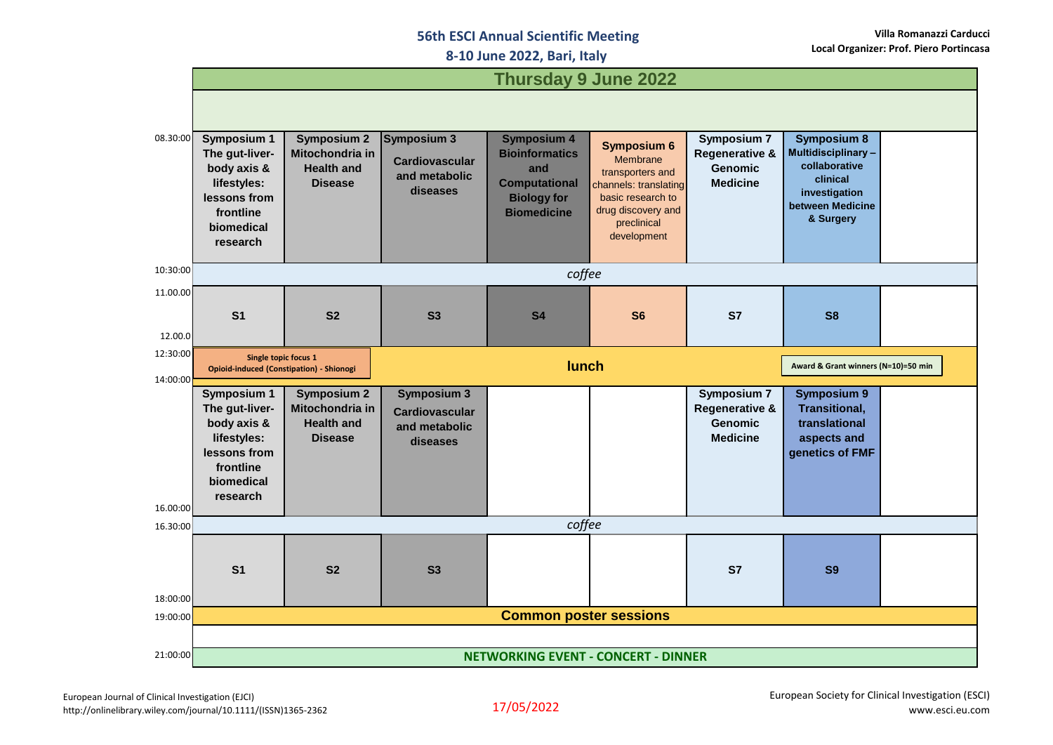56th ESCI Annual Scientific Meeting
8-10 June 2022, Bari, Italy

Villa Romanazzi Carducci
Local Organizer: Prof. Piero Portincasa

## Thursday 9 June 2022

| Time | | | | | | | | |
|---|---|---|---|---|---|---|---|---|
| 08.30:00 | **Symposium 1** The gut-liver-body axis & lifestyles: lessons from frontline biomedical research | **Symposium 2** Mitochondria in Health and Disease | **Symposium 3** Cardiovascular and metabolic diseases | **Symposium 4** Bioinformatics and Computational Biology for Biomedicine | **Symposium 6** Membrane transporters and channels: translating basic research to drug discovery and preclinical development | **Symposium 7** Regenerative & Genomic Medicine | **Symposium 8** Multidisciplinary – collaborative clinical investigation between Medicine & Surgery | |
| 10:30:00 | *coffee* | | | | | | | |
| 11.00.00 – 12.00.0 | S1 | S2 | S3 | S4 | S6 | S7 | S8 | |
| 12:30:00 | **Single topic focus 1** Opioid-induced (Constipation) - Shionogi | | **lunch** | | | | Award & Grant winners (N=10)=50 min | |
| 14:00:00 | **Symposium 1** The gut-liver-body axis & lifestyles: lessons from frontline biomedical research | **Symposium 2** Mitochondria in Health and Disease | **Symposium 3** Cardiovascular and metabolic diseases | | | **Symposium 7** Regenerative & Genomic Medicine | **Symposium 9** Transitional, translational aspects and genetics of FMF | |
| 16.00:00 – 16.30:00 | *coffee* | | | | | | | |
| 16.30:00 – 18:00:00 | S1 | S2 | S3 | | | S7 | S9 | |
| 19:00:00 | **Common poster sessions** | | | | | | | |
| 21:00:00 | **NETWORKING EVENT - CONCERT - DINNER** | | | | | | | |

European Journal of Clinical Investigation (EJCI)
http://onlinelibrary.wiley.com/journal/10.1111/(ISSN)1365-2362

17/05/2022

European Society for Clinical Investigation (ESCI)
www.esci.eu.com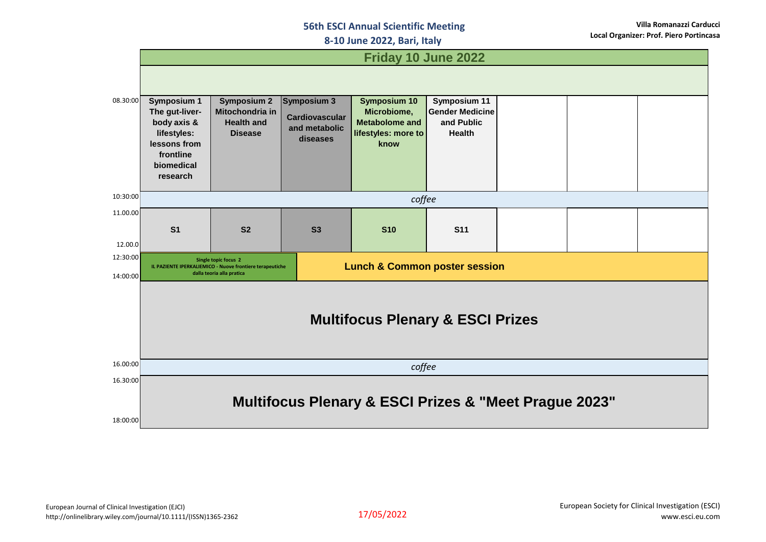**56th ESCI Annual Scientific Meeting**
**8-10 June 2022, Bari, Italy**

**Villa Romanazzi Carducci**
**Local Organizer: Prof. Piero Portincasa**

## Friday 10 June 2022

| | | | | | | | | |
|---|---|---|---|---|---|---|---|---|
| 08.30:00 | **Symposium 1** The gut-liver-body axis & lifestyles: lessons from frontline biomedical research | **Symposium 2** Mitochondria in Health and Disease | **Symposium 3** Cardiovascular and metabolic diseases | **Symposium 10** Microbiome, Metabolome and lifestyles: more to know | **Symposium 11** Gender Medicine and Public Health | | | |
| 10:30:00 | *coffee* | | | | | | | |
| 11.00.00 – 12.00.0 | **S1** | **S2** | **S3** | **S10** | **S11** | | | |
| 12:30:00 – 14:00:00 | Single topic focus 2 IL PAZIENTE IPERKALIEMICO - Nuove frontiere terapeutiche dalla teoria alla pratica | | **Lunch & Common poster session** | | | | | |
| 14:00:00 | **Multifocus Plenary & ESCI Prizes** | | | | | | | |
| 16.00:00 | *coffee* | | | | | | | |
| 16.30:00 – 18:00:00 | **Multifocus Plenary & ESCI Prizes & "Meet Prague 2023"** | | | | | | | |

European Journal of Clinical Investigation (EJCI)
http://onlinelibrary.wiley.com/journal/10.1111/(ISSN)1365-2362

17/05/2022

European Society for Clinical Investigation (ESCI)
www.esci.eu.com